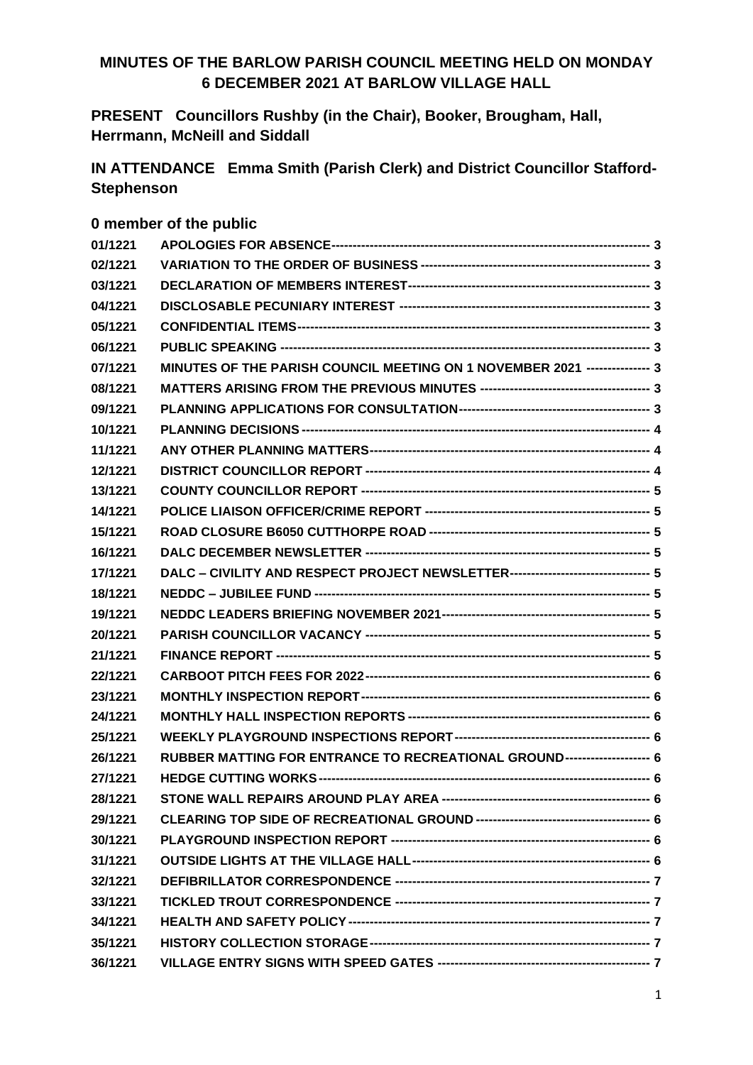# MINUTES OF THE BARLOW PARISH COUNCIL MEETING HELD ON MONDAY 6 DECEMBER 2021 AT BARLOW VILLAGE HALL

**PRESENT** Councillors Rushby (in the Chair), Booker, Brougham, Hall, Herrmann, McNeill and Siddall

**IN ATTENDANCE** Emma Smith (Parish Clerk) and District Councillor Stafford-Stephenson

**0 member of the public**

| | | |
|---|---|---|
| 01/1221 | APOLOGIES FOR ABSENCE | 3 |
| 02/1221 | VARIATION TO THE ORDER OF BUSINESS | 3 |
| 03/1221 | DECLARATION OF MEMBERS INTEREST | 3 |
| 04/1221 | DISCLOSABLE PECUNIARY INTEREST | 3 |
| 05/1221 | CONFIDENTIAL ITEMS | 3 |
| 06/1221 | PUBLIC SPEAKING | 3 |
| 07/1221 | MINUTES OF THE PARISH COUNCIL MEETING ON 1 NOVEMBER 2021 | 3 |
| 08/1221 | MATTERS ARISING FROM THE PREVIOUS MINUTES | 3 |
| 09/1221 | PLANNING APPLICATIONS FOR CONSULTATION | 3 |
| 10/1221 | PLANNING DECISIONS | 4 |
| 11/1221 | ANY OTHER PLANNING MATTERS | 4 |
| 12/1221 | DISTRICT COUNCILLOR REPORT | 4 |
| 13/1221 | COUNTY COUNCILLOR REPORT | 5 |
| 14/1221 | POLICE LIAISON OFFICER/CRIME REPORT | 5 |
| 15/1221 | ROAD CLOSURE B6050 CUTTHORPE ROAD | 5 |
| 16/1221 | DALC DECEMBER NEWSLETTER | 5 |
| 17/1221 | DALC – CIVILITY AND RESPECT PROJECT NEWSLETTER | 5 |
| 18/1221 | NEDDC – JUBILEE FUND | 5 |
| 19/1221 | NEDDC LEADERS BRIEFING NOVEMBER 2021 | 5 |
| 20/1221 | PARISH COUNCILLOR VACANCY | 5 |
| 21/1221 | FINANCE REPORT | 5 |
| 22/1221 | CARBOOT PITCH FEES FOR 2022 | 6 |
| 23/1221 | MONTHLY INSPECTION REPORT | 6 |
| 24/1221 | MONTHLY HALL INSPECTION REPORTS | 6 |
| 25/1221 | WEEKLY PLAYGROUND INSPECTIONS REPORT | 6 |
| 26/1221 | RUBBER MATTING FOR ENTRANCE TO RECREATIONAL GROUND | 6 |
| 27/1221 | HEDGE CUTTING WORKS | 6 |
| 28/1221 | STONE WALL REPAIRS AROUND PLAY AREA | 6 |
| 29/1221 | CLEARING TOP SIDE OF RECREATIONAL GROUND | 6 |
| 30/1221 | PLAYGROUND INSPECTION REPORT | 6 |
| 31/1221 | OUTSIDE LIGHTS AT THE VILLAGE HALL | 6 |
| 32/1221 | DEFIBRILLATOR CORRESPONDENCE | 7 |
| 33/1221 | TICKLED TROUT CORRESPONDENCE | 7 |
| 34/1221 | HEALTH AND SAFETY POLICY | 7 |
| 35/1221 | HISTORY COLLECTION STORAGE | 7 |
| 36/1221 | VILLAGE ENTRY SIGNS WITH SPEED GATES | 7 |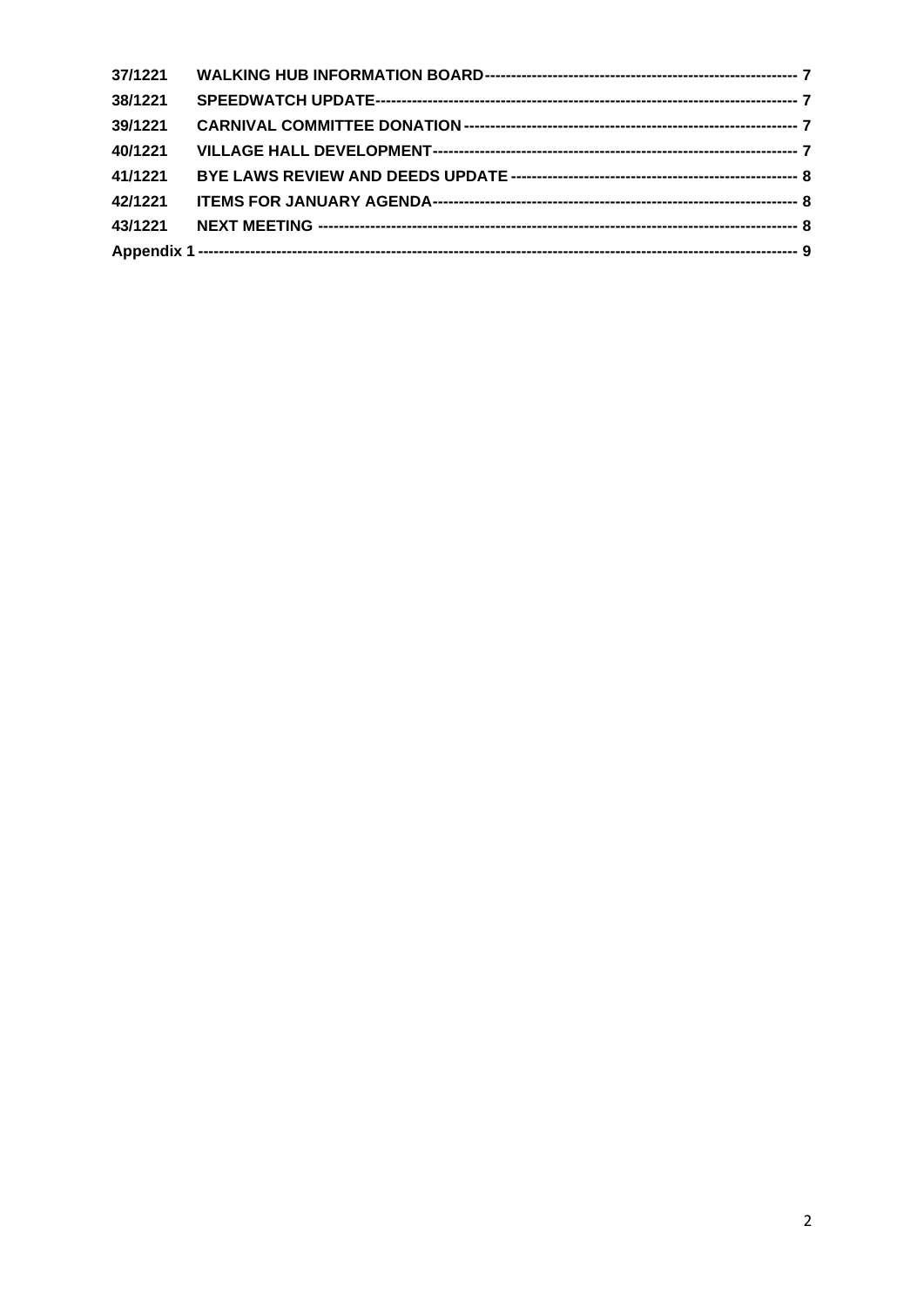| | | |
|---|---|---|
| **37/1221** | **WALKING HUB INFORMATION BOARD** | **7** |
| **38/1221** | **SPEEDWATCH UPDATE** | **7** |
| **39/1221** | **CARNIVAL COMMITTEE DONATION** | **7** |
| **40/1221** | **VILLAGE HALL DEVELOPMENT** | **7** |
| **41/1221** | **BYE LAWS REVIEW AND DEEDS UPDATE** | **8** |
| **42/1221** | **ITEMS FOR JANUARY AGENDA** | **8** |
| **43/1221** | **NEXT MEETING** | **8** |
| **Appendix 1** | | **9** |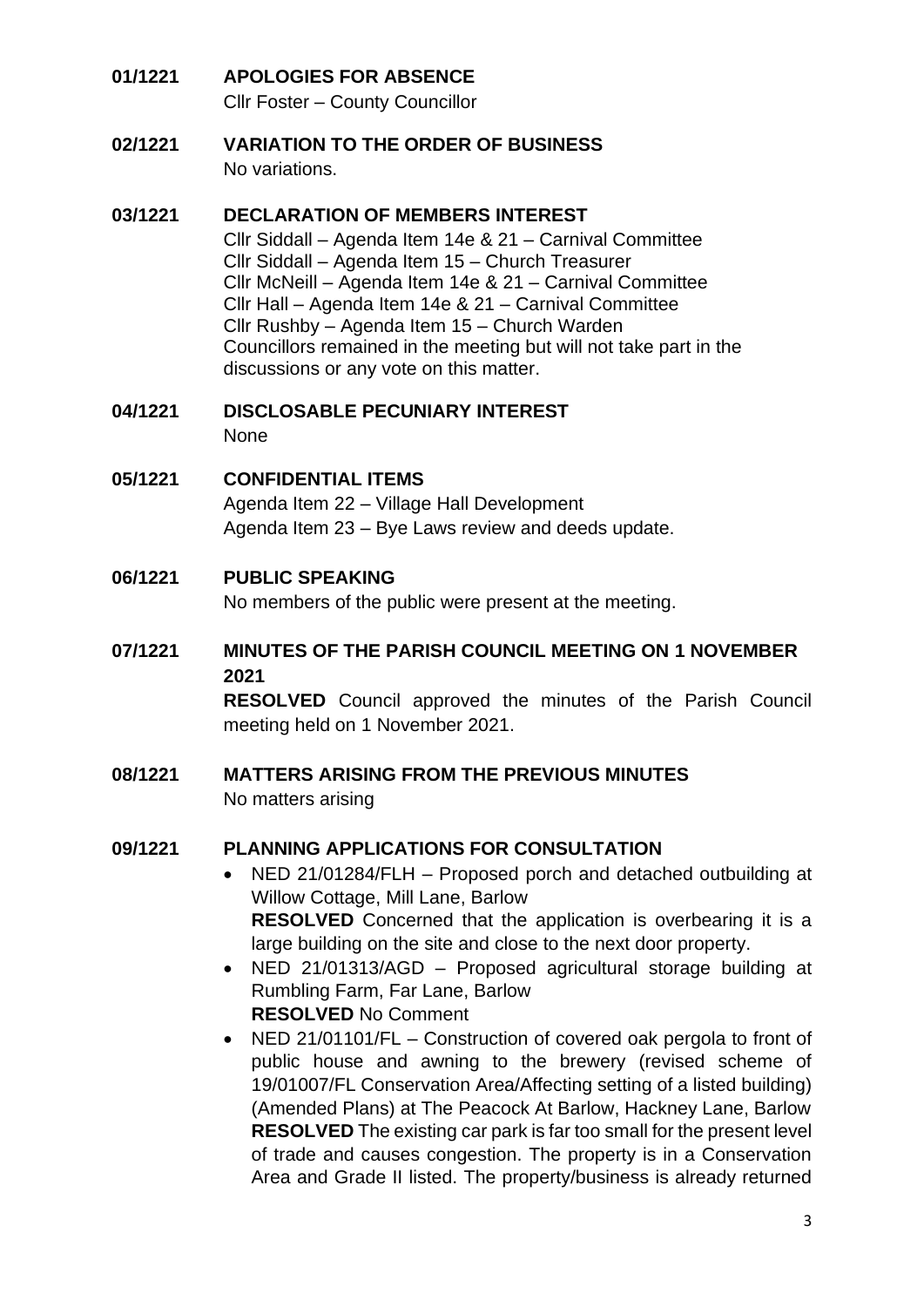**01/1221 APOLOGIES FOR ABSENCE**

Cllr Foster – County Councillor

**02/1221 VARIATION TO THE ORDER OF BUSINESS**

No variations.

**03/1221 DECLARATION OF MEMBERS INTEREST**

Cllr Siddall – Agenda Item 14e & 21 – Carnival Committee
Cllr Siddall – Agenda Item 15 – Church Treasurer
Cllr McNeill – Agenda Item 14e & 21 – Carnival Committee
Cllr Hall – Agenda Item 14e & 21 – Carnival Committee
Cllr Rushby – Agenda Item 15 – Church Warden
Councillors remained in the meeting but will not take part in the discussions or any vote on this matter.

**04/1221 DISCLOSABLE PECUNIARY INTEREST**

None

**05/1221 CONFIDENTIAL ITEMS**

Agenda Item 22 – Village Hall Development
Agenda Item 23 – Bye Laws review and deeds update.

**06/1221 PUBLIC SPEAKING**

No members of the public were present at the meeting.

**07/1221 MINUTES OF THE PARISH COUNCIL MEETING ON 1 NOVEMBER 2021**

**RESOLVED** Council approved the minutes of the Parish Council meeting held on 1 November 2021.

**08/1221 MATTERS ARISING FROM THE PREVIOUS MINUTES**

No matters arising

**09/1221 PLANNING APPLICATIONS FOR CONSULTATION**

- NED 21/01284/FLH – Proposed porch and detached outbuilding at Willow Cottage, Mill Lane, Barlow
  **RESOLVED** Concerned that the application is overbearing it is a large building on the site and close to the next door property.
- NED 21/01313/AGD – Proposed agricultural storage building at Rumbling Farm, Far Lane, Barlow
  **RESOLVED** No Comment
- NED 21/01101/FL – Construction of covered oak pergola to front of public house and awning to the brewery (revised scheme of 19/01007/FL Conservation Area/Affecting setting of a listed building) (Amended Plans) at The Peacock At Barlow, Hackney Lane, Barlow
  **RESOLVED** The existing car park is far too small for the present level of trade and causes congestion. The property is in a Conservation Area and Grade II listed. The property/business is already returned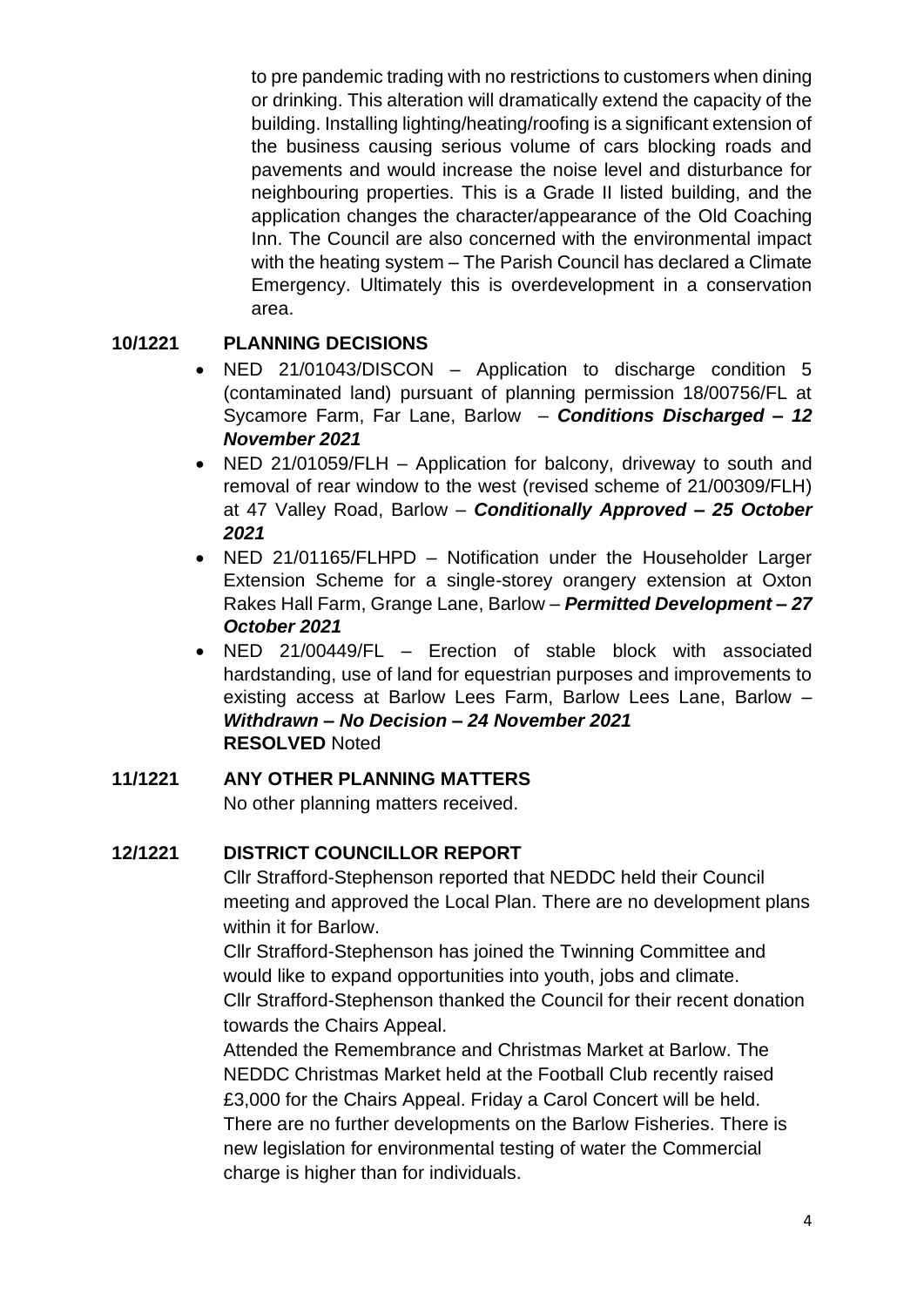to pre pandemic trading with no restrictions to customers when dining or drinking. This alteration will dramatically extend the capacity of the building. Installing lighting/heating/roofing is a significant extension of the business causing serious volume of cars blocking roads and pavements and would increase the noise level and disturbance for neighbouring properties. This is a Grade II listed building, and the application changes the character/appearance of the Old Coaching Inn. The Council are also concerned with the environmental impact with the heating system – The Parish Council has declared a Climate Emergency. Ultimately this is overdevelopment in a conservation area.

**10/1221 PLANNING DECISIONS**

- NED 21/01043/DISCON – Application to discharge condition 5 (contaminated land) pursuant of planning permission 18/00756/FL at Sycamore Farm, Far Lane, Barlow – ***Conditions Discharged – 12 November 2021***
- NED 21/01059/FLH – Application for balcony, driveway to south and removal of rear window to the west (revised scheme of 21/00309/FLH) at 47 Valley Road, Barlow – ***Conditionally Approved – 25 October 2021***
- NED 21/01165/FLHPD – Notification under the Householder Larger Extension Scheme for a single-storey orangery extension at Oxton Rakes Hall Farm, Grange Lane, Barlow – ***Permitted Development – 27 October 2021***
- NED 21/00449/FL – Erection of stable block with associated hardstanding, use of land for equestrian purposes and improvements to existing access at Barlow Lees Farm, Barlow Lees Lane, Barlow – ***Withdrawn – No Decision – 24 November 2021***
  **RESOLVED** Noted

**11/1221 ANY OTHER PLANNING MATTERS**

No other planning matters received.

**12/1221 DISTRICT COUNCILLOR REPORT**

Cllr Strafford-Stephenson reported that NEDDC held their Council meeting and approved the Local Plan. There are no development plans within it for Barlow.
Cllr Strafford-Stephenson has joined the Twinning Committee and would like to expand opportunities into youth, jobs and climate.
Cllr Strafford-Stephenson thanked the Council for their recent donation towards the Chairs Appeal.
Attended the Remembrance and Christmas Market at Barlow. The NEDDC Christmas Market held at the Football Club recently raised £3,000 for the Chairs Appeal. Friday a Carol Concert will be held.
There are no further developments on the Barlow Fisheries. There is new legislation for environmental testing of water the Commercial charge is higher than for individuals.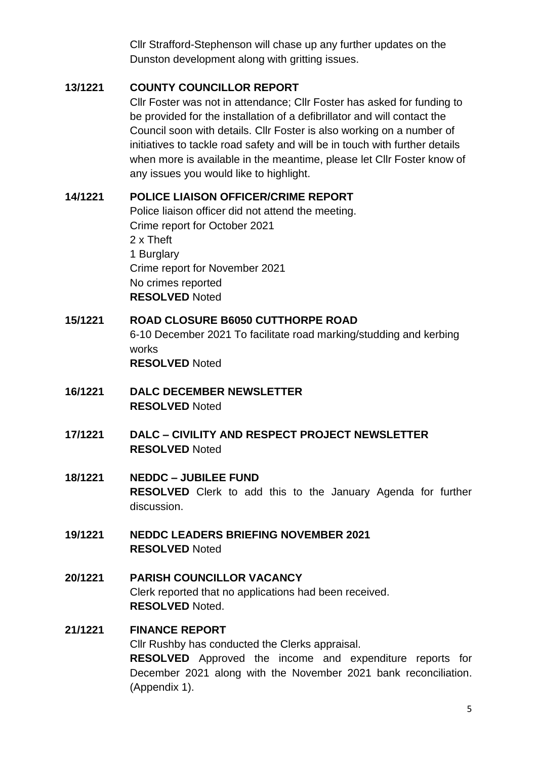Cllr Strafford-Stephenson will chase up any further updates on the Dunston development along with gritting issues.

**13/1221 COUNTY COUNCILLOR REPORT**

Cllr Foster was not in attendance; Cllr Foster has asked for funding to be provided for the installation of a defibrillator and will contact the Council soon with details. Cllr Foster is also working on a number of initiatives to tackle road safety and will be in touch with further details when more is available in the meantime, please let Cllr Foster know of any issues you would like to highlight.

**14/1221 POLICE LIAISON OFFICER/CRIME REPORT**

Police liaison officer did not attend the meeting.
Crime report for October 2021
2 x Theft
1 Burglary
Crime report for November 2021
No crimes reported
**RESOLVED** Noted

**15/1221 ROAD CLOSURE B6050 CUTTHORPE ROAD**

6-10 December 2021 To facilitate road marking/studding and kerbing works
**RESOLVED** Noted

**16/1221 DALC DECEMBER NEWSLETTER**

**RESOLVED** Noted

**17/1221 DALC – CIVILITY AND RESPECT PROJECT NEWSLETTER**

**RESOLVED** Noted

**18/1221 NEDDC – JUBILEE FUND**

**RESOLVED** Clerk to add this to the January Agenda for further discussion.

**19/1221 NEDDC LEADERS BRIEFING NOVEMBER 2021**

**RESOLVED** Noted

**20/1221 PARISH COUNCILLOR VACANCY**

Clerk reported that no applications had been received.
**RESOLVED** Noted.

**21/1221 FINANCE REPORT**

Cllr Rushby has conducted the Clerks appraisal.
**RESOLVED** Approved the income and expenditure reports for December 2021 along with the November 2021 bank reconciliation. (Appendix 1).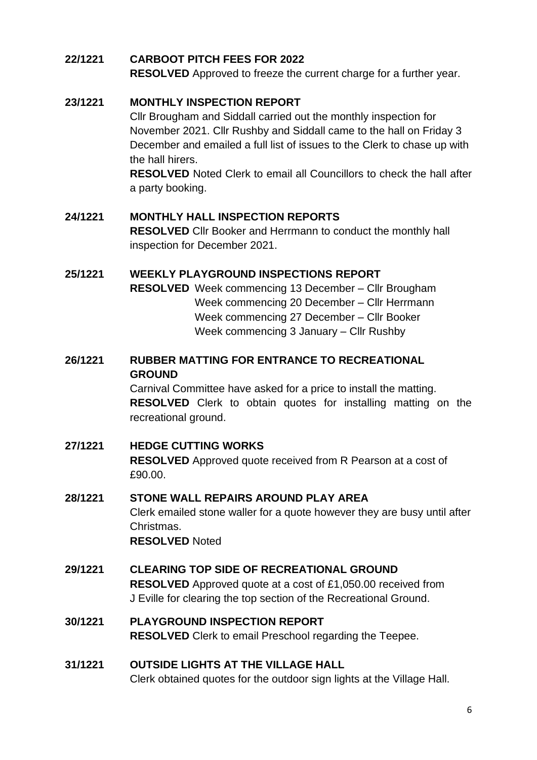**22/1221 CARBOOT PITCH FEES FOR 2022**

**RESOLVED** Approved to freeze the current charge for a further year.

**23/1221 MONTHLY INSPECTION REPORT**

Cllr Brougham and Siddall carried out the monthly inspection for November 2021. Cllr Rushby and Siddall came to the hall on Friday 3 December and emailed a full list of issues to the Clerk to chase up with the hall hirers.

**RESOLVED** Noted Clerk to email all Councillors to check the hall after a party booking.

**24/1221 MONTHLY HALL INSPECTION REPORTS**

**RESOLVED** Cllr Booker and Herrmann to conduct the monthly hall inspection for December 2021.

**25/1221 WEEKLY PLAYGROUND INSPECTIONS REPORT**

**RESOLVED** Week commencing 13 December – Cllr Brougham
Week commencing 20 December – Cllr Herrmann
Week commencing 27 December – Cllr Booker
Week commencing 3 January – Cllr Rushby

**26/1221 RUBBER MATTING FOR ENTRANCE TO RECREATIONAL GROUND**

Carnival Committee have asked for a price to install the matting.

**RESOLVED** Clerk to obtain quotes for installing matting on the recreational ground.

**27/1221 HEDGE CUTTING WORKS**

**RESOLVED** Approved quote received from R Pearson at a cost of £90.00.

**28/1221 STONE WALL REPAIRS AROUND PLAY AREA**

Clerk emailed stone waller for a quote however they are busy until after Christmas.

**RESOLVED** Noted

**29/1221 CLEARING TOP SIDE OF RECREATIONAL GROUND**

**RESOLVED** Approved quote at a cost of £1,050.00 received from J Eville for clearing the top section of the Recreational Ground.

**30/1221 PLAYGROUND INSPECTION REPORT**

**RESOLVED** Clerk to email Preschool regarding the Teepee.

**31/1221 OUTSIDE LIGHTS AT THE VILLAGE HALL**

Clerk obtained quotes for the outdoor sign lights at the Village Hall.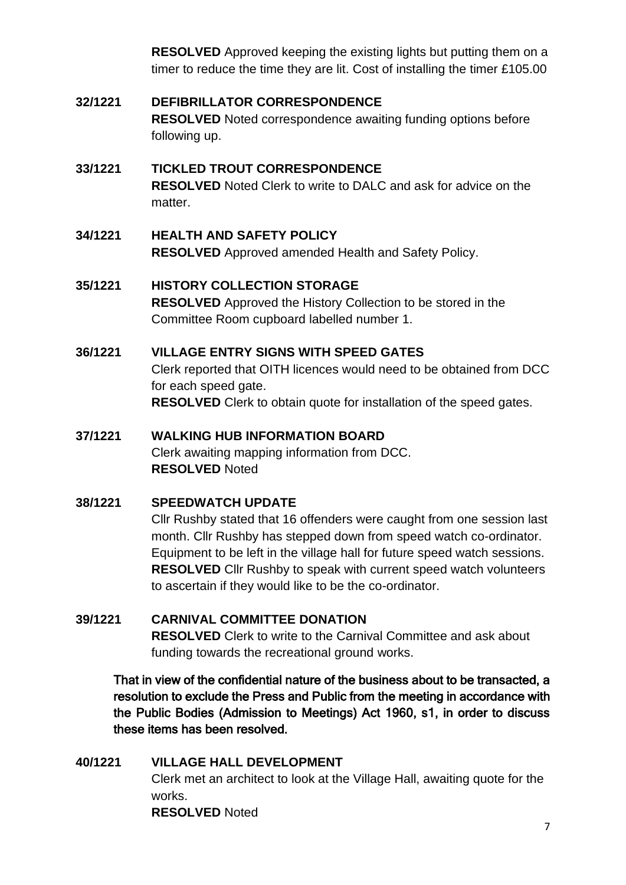**RESOLVED** Approved keeping the existing lights but putting them on a timer to reduce the time they are lit. Cost of installing the timer £105.00

**32/1221 DEFIBRILLATOR CORRESPONDENCE**

**RESOLVED** Noted correspondence awaiting funding options before following up.

**33/1221 TICKLED TROUT CORRESPONDENCE**

**RESOLVED** Noted Clerk to write to DALC and ask for advice on the matter.

**34/1221 HEALTH AND SAFETY POLICY**

**RESOLVED** Approved amended Health and Safety Policy.

**35/1221 HISTORY COLLECTION STORAGE**

**RESOLVED** Approved the History Collection to be stored in the Committee Room cupboard labelled number 1.

**36/1221 VILLAGE ENTRY SIGNS WITH SPEED GATES**

Clerk reported that OITH licences would need to be obtained from DCC for each speed gate.

**RESOLVED** Clerk to obtain quote for installation of the speed gates.

**37/1221 WALKING HUB INFORMATION BOARD**

Clerk awaiting mapping information from DCC.

**RESOLVED** Noted

**38/1221 SPEEDWATCH UPDATE**

Cllr Rushby stated that 16 offenders were caught from one session last month. Cllr Rushby has stepped down from speed watch co-ordinator. Equipment to be left in the village hall for future speed watch sessions.

**RESOLVED** Cllr Rushby to speak with current speed watch volunteers to ascertain if they would like to be the co-ordinator.

**39/1221 CARNIVAL COMMITTEE DONATION**

**RESOLVED** Clerk to write to the Carnival Committee and ask about funding towards the recreational ground works.

**That in view of the confidential nature of the business about to be transacted, a resolution to exclude the Press and Public from the meeting in accordance with the Public Bodies (Admission to Meetings) Act 1960, s1, in order to discuss these items has been resolved.**

**40/1221 VILLAGE HALL DEVELOPMENT**

Clerk met an architect to look at the Village Hall, awaiting quote for the works.

**RESOLVED** Noted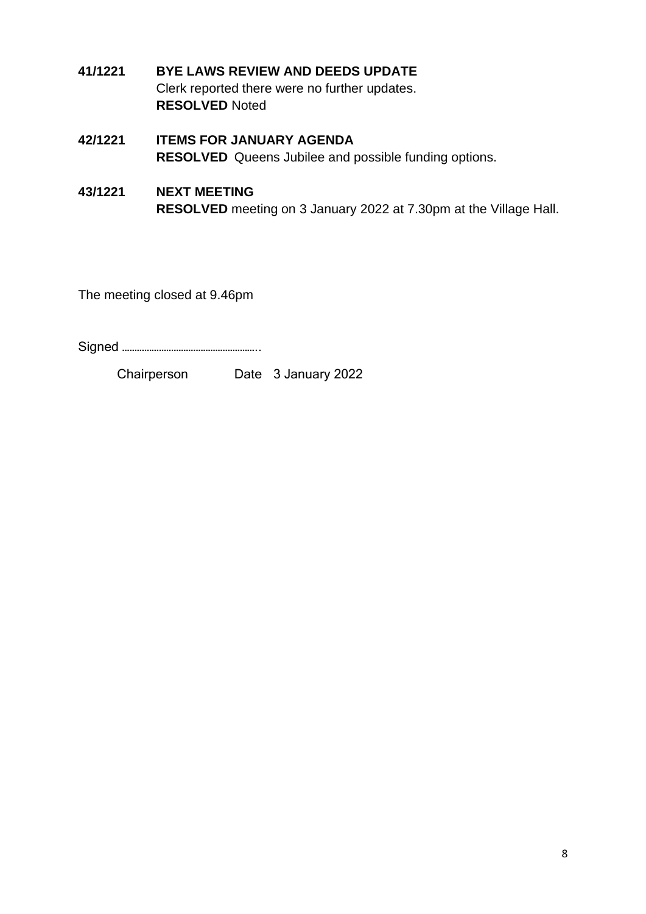**41/1221 BYE LAWS REVIEW AND DEEDS UPDATE**
Clerk reported there were no further updates.
**RESOLVED** Noted

**42/1221 ITEMS FOR JANUARY AGENDA**
**RESOLVED** Queens Jubilee and possible funding options.

**43/1221 NEXT MEETING**
**RESOLVED** meeting on 3 January 2022 at 7.30pm at the Village Hall.

The meeting closed at 9.46pm

Signed ……………………………………………..

Chairperson Date 3 January 2022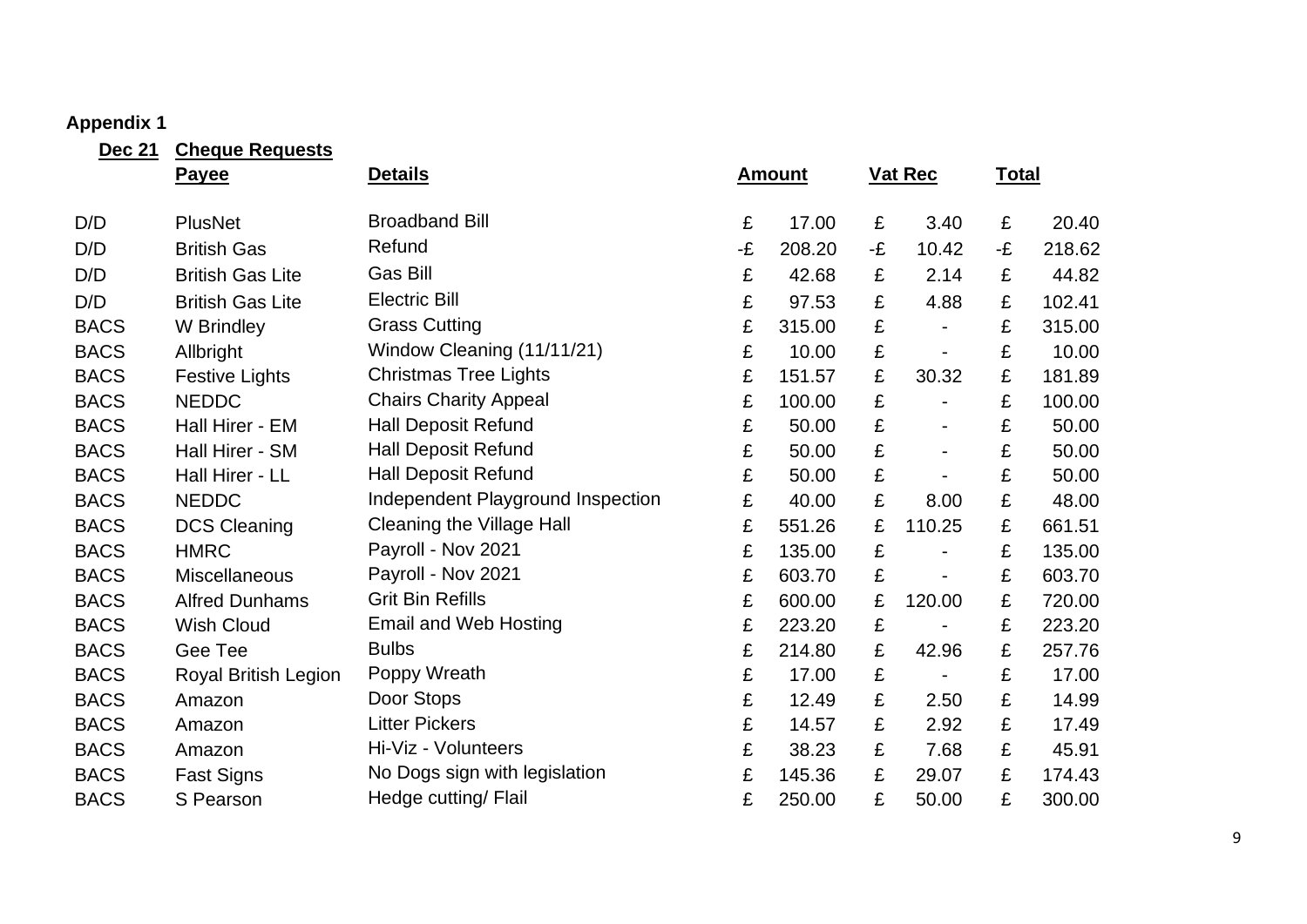**Appendix 1**

| Dec 21 | Cheque Requests<br>Payee | Details | Amount | Vat Rec | Total |
|---|---|---|---|---|---|
| D/D | PlusNet | Broadband Bill | £ 17.00 | £ 3.40 | £ 20.40 |
| D/D | British Gas | Refund | -£ 208.20 | -£ 10.42 | -£ 218.62 |
| D/D | British Gas Lite | Gas Bill | £ 42.68 | £ 2.14 | £ 44.82 |
| D/D | British Gas Lite | Electric Bill | £ 97.53 | £ 4.88 | £ 102.41 |
| BACS | W Brindley | Grass Cutting | £ 315.00 | £ - | £ 315.00 |
| BACS | Allbright | Window Cleaning (11/11/21) | £ 10.00 | £ - | £ 10.00 |
| BACS | Festive Lights | Christmas Tree Lights | £ 151.57 | £ 30.32 | £ 181.89 |
| BACS | NEDDC | Chairs Charity Appeal | £ 100.00 | £ - | £ 100.00 |
| BACS | Hall Hirer - EM | Hall Deposit Refund | £ 50.00 | £ - | £ 50.00 |
| BACS | Hall Hirer - SM | Hall Deposit Refund | £ 50.00 | £ - | £ 50.00 |
| BACS | Hall Hirer - LL | Hall Deposit Refund | £ 50.00 | £ - | £ 50.00 |
| BACS | NEDDC | Independent Playground Inspection | £ 40.00 | £ 8.00 | £ 48.00 |
| BACS | DCS Cleaning | Cleaning the Village Hall | £ 551.26 | £ 110.25 | £ 661.51 |
| BACS | HMRC | Payroll - Nov 2021 | £ 135.00 | £ - | £ 135.00 |
| BACS | Miscellaneous | Payroll - Nov 2021 | £ 603.70 | £ - | £ 603.70 |
| BACS | Alfred Dunhams | Grit Bin Refills | £ 600.00 | £ 120.00 | £ 720.00 |
| BACS | Wish Cloud | Email and Web Hosting | £ 223.20 | £ - | £ 223.20 |
| BACS | Gee Tee | Bulbs | £ 214.80 | £ 42.96 | £ 257.76 |
| BACS | Royal British Legion | Poppy Wreath | £ 17.00 | £ - | £ 17.00 |
| BACS | Amazon | Door Stops | £ 12.49 | £ 2.50 | £ 14.99 |
| BACS | Amazon | Litter Pickers | £ 14.57 | £ 2.92 | £ 17.49 |
| BACS | Amazon | Hi-Viz - Volunteers | £ 38.23 | £ 7.68 | £ 45.91 |
| BACS | Fast Signs | No Dogs sign with legislation | £ 145.36 | £ 29.07 | £ 174.43 |
| BACS | S Pearson | Hedge cutting/ Flail | £ 250.00 | £ 50.00 | £ 300.00 |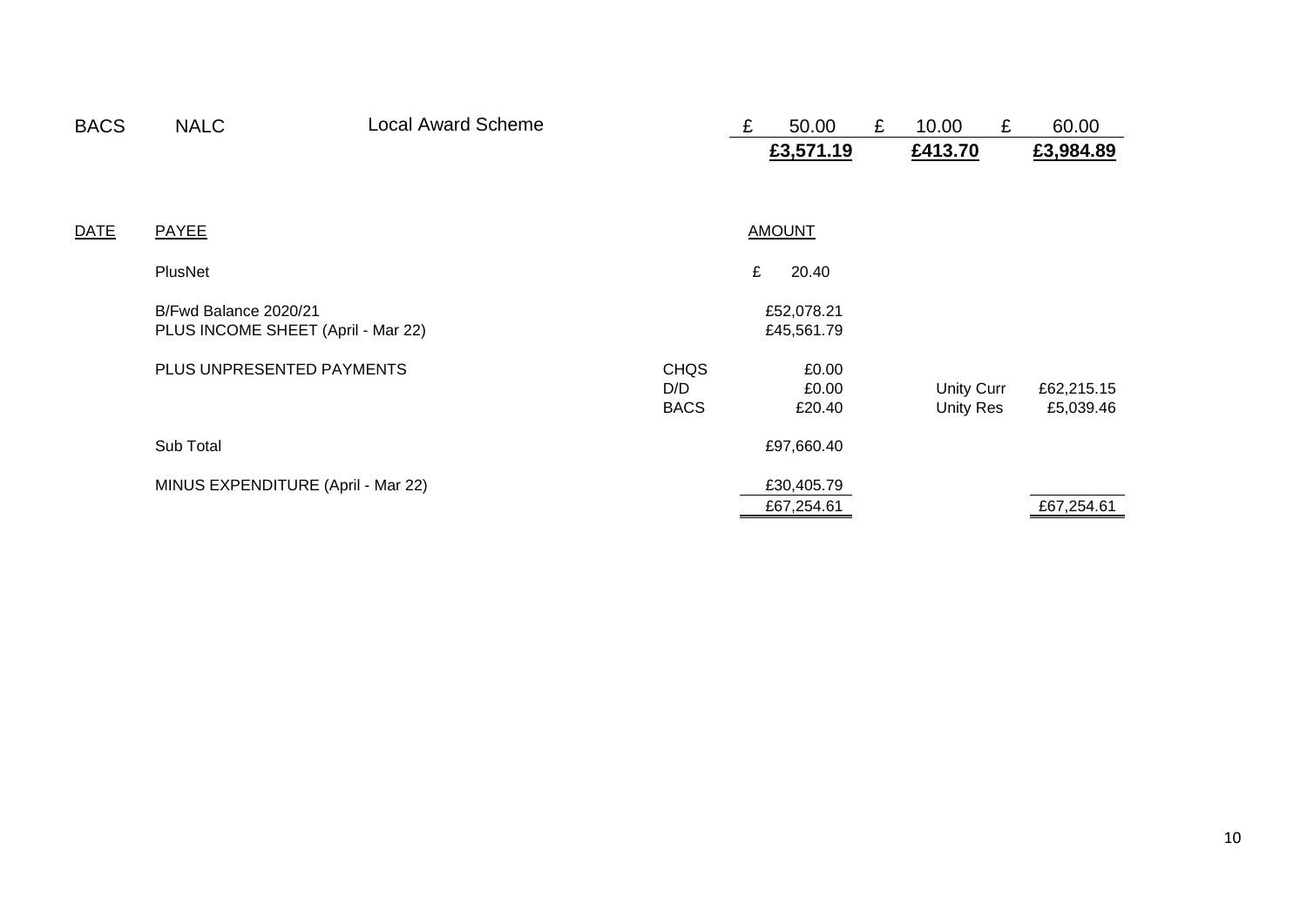| | | | | | |
|---|---|---|---|---|---|
| BACS | NALC | Local Award Scheme | £ 50.00 | £ 10.00 | £ 60.00 |
| | | | **£3,571.19** | **£413.70** | **£3,984.89** |

| DATE | PAYEE | | AMOUNT | | |
|---|---|---|---|---|---|
| | PlusNet | | £ 20.40 | | |
| | B/Fwd Balance 2020/21 | | £52,078.21 | | |
| | PLUS INCOME SHEET (April - Mar 22) | | £45,561.79 | | |
| | PLUS UNPRESENTED PAYMENTS | CHQS | £0.00 | | |
| | | D/D | £0.00 | Unity Curr | £62,215.15 |
| | | BACS | £20.40 | Unity Res | £5,039.46 |
| | Sub Total | | £97,660.40 | | |
| | MINUS EXPENDITURE (April - Mar 22) | | £30,405.79 | | |
| | | | £67,254.61 | | £67,254.61 |